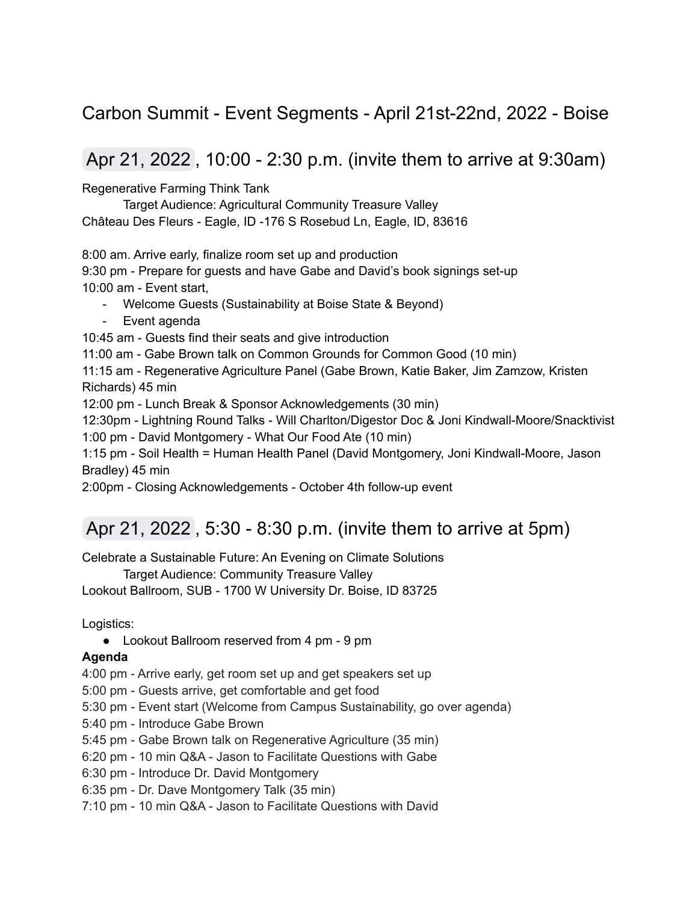# Carbon Summit - Event Segments - April 21st-22nd, 2022 - Boise

## Apr 21, 2022, 10:00 - 2:30 p.m. (invite them to arrive at 9:30am)

Regenerative Farming Think Tank

Target Audience: Agricultural Community Treasure Valley

Château Des Fleurs - Eagle, ID -176 S Rosebud Ln, Eagle, ID, 83616

8:00 am. Arrive early, finalize room set up and production

9:30 pm - Prepare for guests and have Gabe and David's book signings set-up

10:00 am - Event start,

- Welcome Guests (Sustainability at Boise State & Beyond)
- Event agenda

10:45 am - Guests find their seats and give introduction

11:00 am - Gabe Brown talk on Common Grounds for Common Good (10 min)

11:15 am - Regenerative Agriculture Panel (Gabe Brown, Katie Baker, Jim Zamzow, Kristen Richards) 45 min

12:00 pm - Lunch Break & Sponsor Acknowledgements (30 min)

12:30pm - Lightning Round Talks - Will Charlton/Digestor Doc & Joni Kindwall-Moore/Snacktivist

1:00 pm - David Montgomery - What Our Food Ate (10 min)

1:15 pm - Soil Health = Human Health Panel (David Montgomery, Joni Kindwall-Moore, Jason Bradley) 45 min

2:00pm - Closing Acknowledgements - October 4th follow-up event

## Apr 21, 2022, 5:30 - 8:30 p.m. (invite them to arrive at 5pm)

Celebrate a Sustainable Future: An Evening on Climate Solutions

Target Audience: Community Treasure Valley

Lookout Ballroom, SUB - 1700 W University Dr. Boise, ID 83725

Logistics:

- Lookout Ballroom reserved from 4 pm - 9 pm

**Agenda**

4:00 pm - Arrive early, get room set up and get speakers set up

5:00 pm - Guests arrive, get comfortable and get food

5:30 pm - Event start (Welcome from Campus Sustainability, go over agenda)

5:40 pm - Introduce Gabe Brown

5:45 pm - Gabe Brown talk on Regenerative Agriculture (35 min)

6:20 pm - 10 min Q&A - Jason to Facilitate Questions with Gabe

6:30 pm - Introduce Dr. David Montgomery

6:35 pm - Dr. Dave Montgomery Talk (35 min)

7:10 pm - 10 min Q&A - Jason to Facilitate Questions with David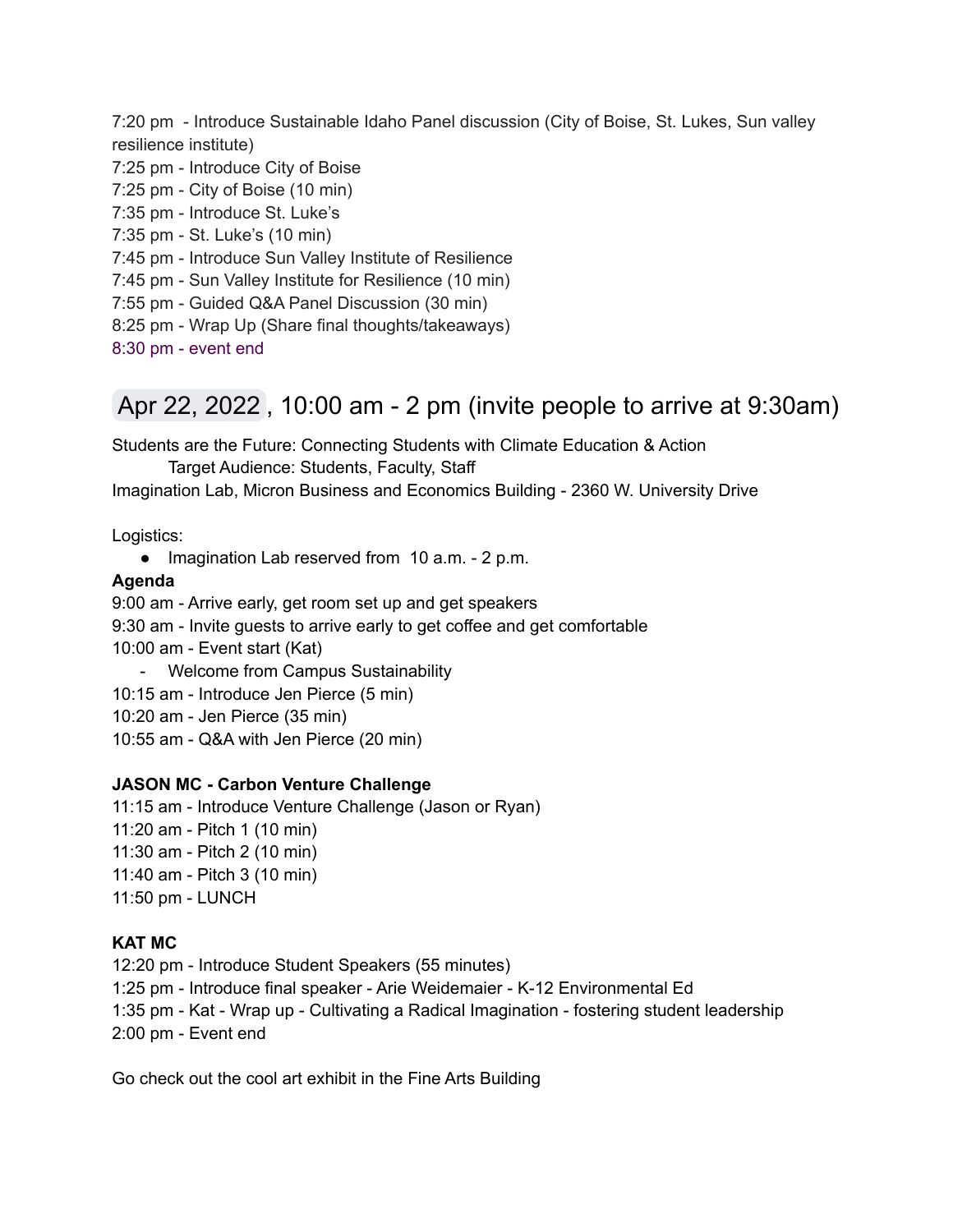7:20 pm - Introduce Sustainable Idaho Panel discussion (City of Boise, St. Lukes, Sun valley resilience institute)
7:25 pm - Introduce City of Boise
7:25 pm - City of Boise (10 min)
7:35 pm - Introduce St. Luke's
7:35 pm - St. Luke's (10 min)
7:45 pm - Introduce Sun Valley Institute of Resilience
7:45 pm - Sun Valley Institute for Resilience (10 min)
7:55 pm - Guided Q&A Panel Discussion (30 min)
8:25 pm - Wrap Up (Share final thoughts/takeaways)
8:30 pm - event end

## Apr 22, 2022, 10:00 am - 2 pm (invite people to arrive at 9:30am)

Students are the Future: Connecting Students with Climate Education & Action
    Target Audience: Students, Faculty, Staff
Imagination Lab, Micron Business and Economics Building - 2360 W. University Drive

Logistics:

- Imagination Lab reserved from 10 a.m. - 2 p.m.

**Agenda**

9:00 am - Arrive early, get room set up and get speakers
9:30 am - Invite guests to arrive early to get coffee and get comfortable
10:00 am - Event start (Kat)

- Welcome from Campus Sustainability

10:15 am - Introduce Jen Pierce (5 min)
10:20 am - Jen Pierce (35 min)
10:55 am - Q&A with Jen Pierce (20 min)

**JASON MC - Carbon Venture Challenge**

11:15 am - Introduce Venture Challenge (Jason or Ryan)
11:20 am - Pitch 1 (10 min)
11:30 am - Pitch 2 (10 min)
11:40 am - Pitch 3 (10 min)
11:50 pm - LUNCH

**KAT MC**

12:20 pm - Introduce Student Speakers (55 minutes)
1:25 pm - Introduce final speaker - Arie Weidemaier - K-12 Environmental Ed
1:35 pm - Kat - Wrap up - Cultivating a Radical Imagination - fostering student leadership
2:00 pm - Event end

Go check out the cool art exhibit in the Fine Arts Building